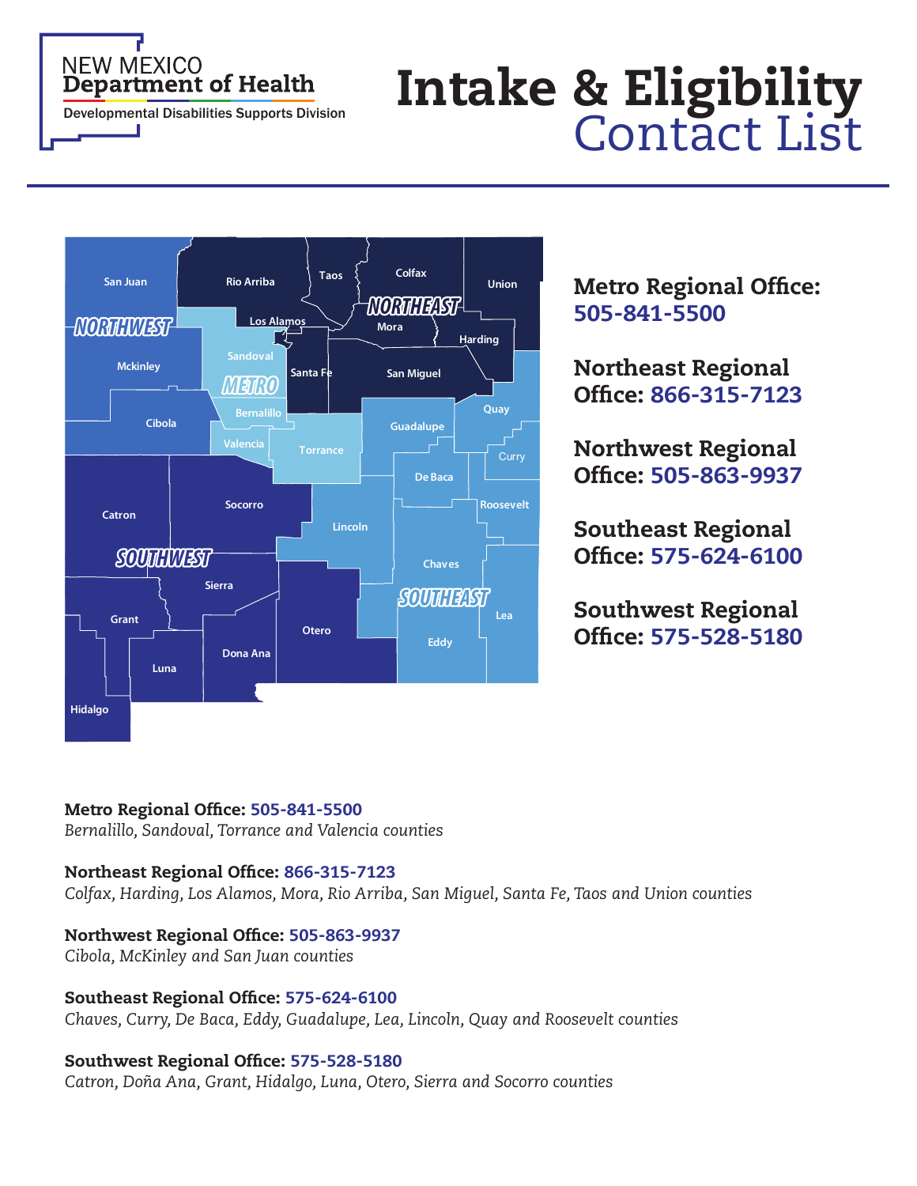NEW MEXICO
**Department of Health**
Developmental Disabilities Supports Division

# Intake & Eligibility Contact List

**Metro Regional Office:** **505-841-5500**

**Northeast Regional Office:** **866-315-7123**

**Northwest Regional Office:** **505-863-9937**

**Southeast Regional Office:** **575-624-6100**

**Southwest Regional Office:** **575-528-5180**

**Metro Regional Office:** 505-841-5500
*Bernalillo, Sandoval, Torrance and Valencia counties*

**Northeast Regional Office:** 866-315-7123
*Colfax, Harding, Los Alamos, Mora, Rio Arriba, San Miguel, Santa Fe, Taos and Union counties*

**Northwest Regional Office:** 505-863-9937
*Cibola, McKinley and San Juan counties*

**Southeast Regional Office:** 575-624-6100
*Chaves, Curry, De Baca, Eddy, Guadalupe, Lea, Lincoln, Quay and Roosevelt counties*

**Southwest Regional Office:** 575-528-5180
*Catron, Doña Ana, Grant, Hidalgo, Luna, Otero, Sierra and Socorro counties*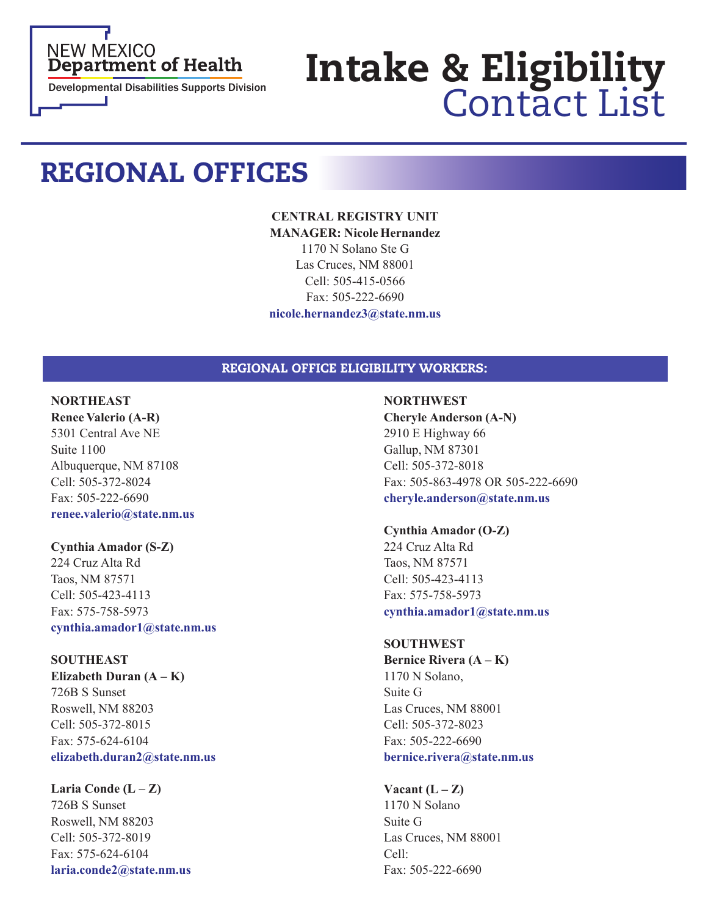NEW MEXICO
**Department of Health**
Developmental Disabilities Supports Division

# Intake & Eligibility Contact List

## REGIONAL OFFICES

**CENTRAL REGISTRY UNIT**
**MANAGER: Nicole Hernandez**
1170 N Solano Ste G
Las Cruces, NM 88001
Cell: 505-415-0566
Fax: 505-222-6690
**nicole.hernandez3@state.nm.us**

### REGIONAL OFFICE ELIGIBILITY WORKERS:

**NORTHEAST**

**Renee Valerio (A-R)**
5301 Central Ave NE
Suite 1100
Albuquerque, NM 87108
Cell: 505-372-8024
Fax: 505-222-6690
**renee.valerio@state.nm.us**

**Cynthia Amador (S-Z)**
224 Cruz Alta Rd
Taos, NM 87571
Cell: 505-423-4113
Fax: 575-758-5973
**cynthia.amador1@state.nm.us**

**SOUTHEAST**

**Elizabeth Duran (A – K)**
726B S Sunset
Roswell, NM 88203
Cell: 505-372-8015
Fax: 575-624-6104
**elizabeth.duran2@state.nm.us**

**Laria Conde (L – Z)**
726B S Sunset
Roswell, NM 88203
Cell: 505-372-8019
Fax: 575-624-6104
**laria.conde2@state.nm.us**

**NORTHWEST**

**Cheryle Anderson (A-N)**
2910 E Highway 66
Gallup, NM 87301
Cell: 505-372-8018
Fax: 505-863-4978 OR 505-222-6690
**cheryle.anderson@state.nm.us**

**Cynthia Amador (O-Z)**
224 Cruz Alta Rd
Taos, NM 87571
Cell: 505-423-4113
Fax: 575-758-5973
**cynthia.amador1@state.nm.us**

**SOUTHWEST**

**Bernice Rivera (A – K)**
1170 N Solano,
Suite G
Las Cruces, NM 88001
Cell: 505-372-8023
Fax: 505-222-6690
**bernice.rivera@state.nm.us**

**Vacant (L – Z)**
1170 N Solano
Suite G
Las Cruces, NM 88001
Cell:
Fax: 505-222-6690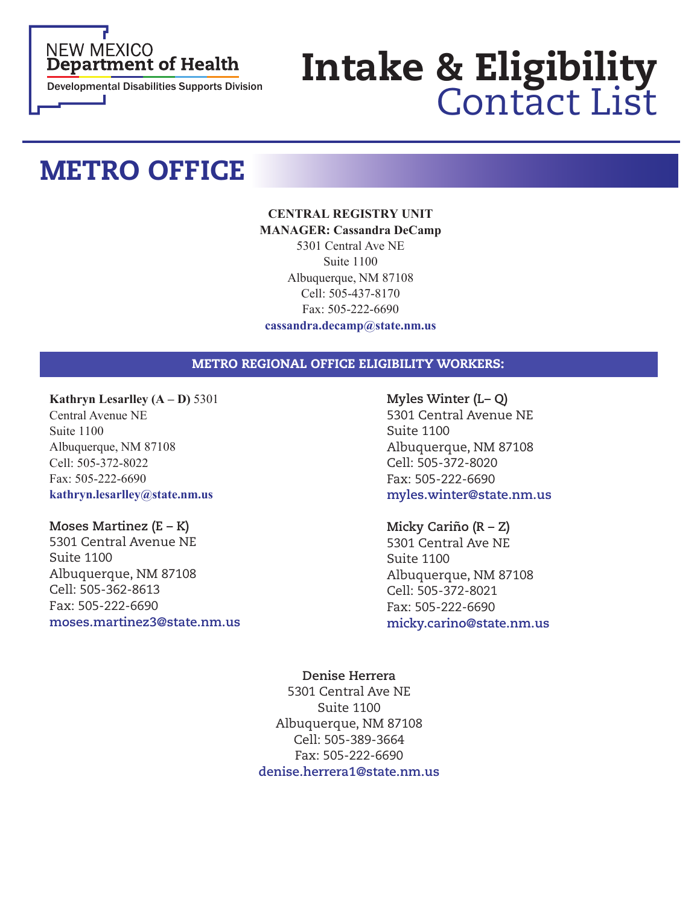NEW MEXICO
**Department of Health**
Developmental Disabilities Supports Division

# Intake & Eligibility Contact List

## METRO OFFICE

**CENTRAL REGISTRY UNIT**
**MANAGER: Cassandra DeCamp**
5301 Central Ave NE
Suite 1100
Albuquerque, NM 87108
Cell: 505-437-8170
Fax: 505-222-6690
**cassandra.decamp@state.nm.us**

### METRO REGIONAL OFFICE ELIGIBILITY WORKERS:

**Kathryn Lesarlley (A – D)** 5301 Central Avenue NE
Suite 1100
Albuquerque, NM 87108
Cell: 505-372-8022
Fax: 505-222-6690
**kathryn.lesarlley@state.nm.us**

**Moses Martinez (E – K)**
5301 Central Avenue NE
Suite 1100
Albuquerque, NM 87108
Cell: 505-362-8613
Fax: 505-222-6690
**moses.martinez3@state.nm.us**

**Myles Winter (L– Q)**
5301 Central Avenue NE
Suite 1100
Albuquerque, NM 87108
Cell: 505-372-8020
Fax: 505-222-6690
**myles.winter@state.nm.us**

**Micky Cariño (R – Z)**
5301 Central Ave NE
Suite 1100
Albuquerque, NM 87108
Cell: 505-372-8021
Fax: 505-222-6690
**micky.carino@state.nm.us**

**Denise Herrera**
5301 Central Ave NE
Suite 1100
Albuquerque, NM 87108
Cell: 505-389-3664
Fax: 505-222-6690
**denise.herrera1@state.nm.us**